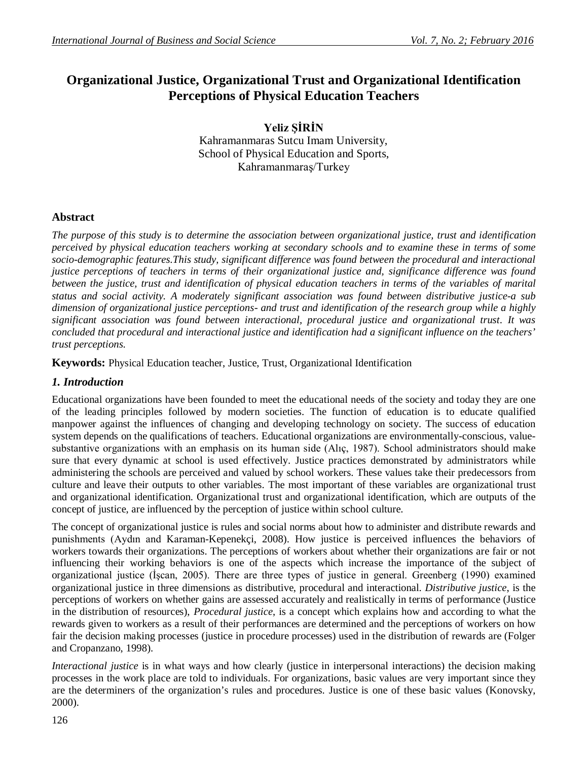# Organizational Justice, Organizational Trust and Organizational Identification Perceptions of Physical Education Teachers

**Yeliz ŞİRİN**
Kahramanmaras Sutcu Imam University,
School of Physical Education and Sports,
Kahramanmaraş/Turkey

## Abstract

*The purpose of this study is to determine the association between organizational justice, trust and identification perceived by physical education teachers working at secondary schools and to examine these in terms of some socio-demographic features.This study, significant difference was found between the procedural and interactional justice perceptions of teachers in terms of their organizational justice and, significance difference was found between the justice, trust and identification of physical education teachers in terms of the variables of marital status and social activity. A moderately significant association was found between distributive justice-a sub dimension of organizational justice perceptions- and trust and identification of the research group while a highly significant association was found between interactional, procedural justice and organizational trust. It was concluded that procedural and interactional justice and identification had a significant influence on the teachers' trust perceptions.*

**Keywords:** Physical Education teacher, Justice, Trust, Organizational Identification

## *1. Introduction*

Educational organizations have been founded to meet the educational needs of the society and today they are one of the leading principles followed by modern societies. The function of education is to educate qualified manpower against the influences of changing and developing technology on society. The success of education system depends on the qualifications of teachers. Educational organizations are environmentally-conscious, value-substantive organizations with an emphasis on its human side (Alıç, 1987). School administrators should make sure that every dynamic at school is used effectively. Justice practices demonstrated by administrators while administering the schools are perceived and valued by school workers. These values take their predecessors from culture and leave their outputs to other variables. The most important of these variables are organizational trust and organizational identification. Organizational trust and organizational identification, which are outputs of the concept of justice, are influenced by the perception of justice within school culture.

The concept of organizational justice is rules and social norms about how to administer and distribute rewards and punishments (Aydın and Karaman-Kepenekçi, 2008). How justice is perceived influences the behaviors of workers towards their organizations. The perceptions of workers about whether their organizations are fair or not influencing their working behaviors is one of the aspects which increase the importance of the subject of organizational justice (İşcan, 2005). There are three types of justice in general. Greenberg (1990) examined organizational justice in three dimensions as distributive, procedural and interactional. *Distributive justice*, is the perceptions of workers on whether gains are assessed accurately and realistically in terms of performance (Justice in the distribution of resources), *Procedural justice*, is a concept which explains how and according to what the rewards given to workers as a result of their performances are determined and the perceptions of workers on how fair the decision making processes (justice in procedure processes) used in the distribution of rewards are (Folger and Cropanzano, 1998).

*Interactional justice* is in what ways and how clearly (justice in interpersonal interactions) the decision making processes in the work place are told to individuals. For organizations, basic values are very important since they are the determiners of the organization's rules and procedures. Justice is one of these basic values (Konovsky, 2000).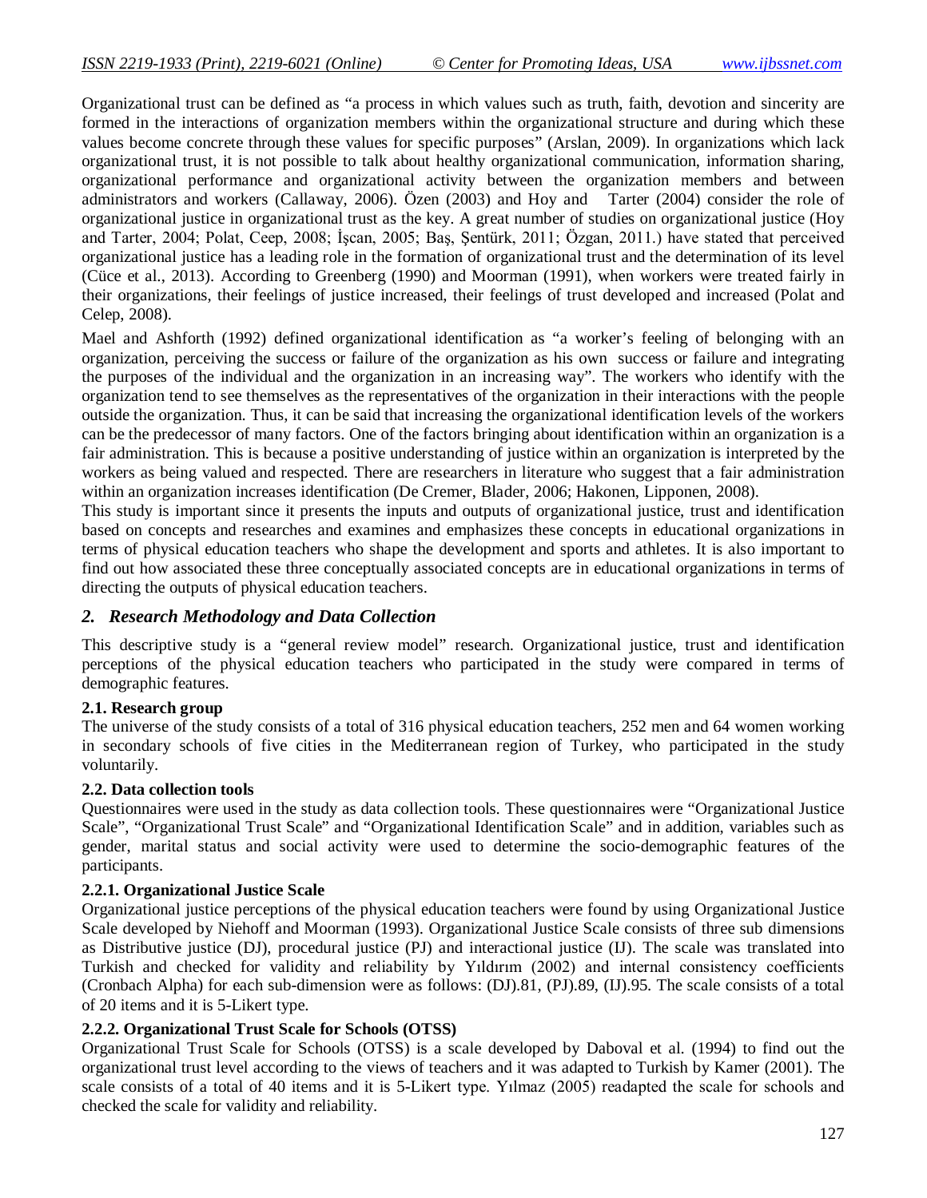Organizational trust can be defined as "a process in which values such as truth, faith, devotion and sincerity are formed in the interactions of organization members within the organizational structure and during which these values become concrete through these values for specific purposes" (Arslan, 2009). In organizations which lack organizational trust, it is not possible to talk about healthy organizational communication, information sharing, organizational performance and organizational activity between the organization members and between administrators and workers (Callaway, 2006). Özen (2003) and Hoy and Tarter (2004) consider the role of organizational justice in organizational trust as the key. A great number of studies on organizational justice (Hoy and Tarter, 2004; Polat, Ceep, 2008; İşcan, 2005; Baş, Şentürk, 2011; Özgan, 2011.) have stated that perceived organizational justice has a leading role in the formation of organizational trust and the determination of its level (Cüce et al., 2013). According to Greenberg (1990) and Moorman (1991), when workers were treated fairly in their organizations, their feelings of justice increased, their feelings of trust developed and increased (Polat and Celep, 2008).

Mael and Ashforth (1992) defined organizational identification as "a worker's feeling of belonging with an organization, perceiving the success or failure of the organization as his own success or failure and integrating the purposes of the individual and the organization in an increasing way". The workers who identify with the organization tend to see themselves as the representatives of the organization in their interactions with the people outside the organization. Thus, it can be said that increasing the organizational identification levels of the workers can be the predecessor of many factors. One of the factors bringing about identification within an organization is a fair administration. This is because a positive understanding of justice within an organization is interpreted by the workers as being valued and respected. There are researchers in literature who suggest that a fair administration within an organization increases identification (De Cremer, Blader, 2006; Hakonen, Lipponen, 2008).

This study is important since it presents the inputs and outputs of organizational justice, trust and identification based on concepts and researches and examines and emphasizes these concepts in educational organizations in terms of physical education teachers who shape the development and sports and athletes. It is also important to find out how associated these three conceptually associated concepts are in educational organizations in terms of directing the outputs of physical education teachers.

## *2. Research Methodology and Data Collection*

This descriptive study is a "general review model" research. Organizational justice, trust and identification perceptions of the physical education teachers who participated in the study were compared in terms of demographic features.

### 2.1. Research group

The universe of the study consists of a total of 316 physical education teachers, 252 men and 64 women working in secondary schools of five cities in the Mediterranean region of Turkey, who participated in the study voluntarily.

### 2.2. Data collection tools

Questionnaires were used in the study as data collection tools. These questionnaires were "Organizational Justice Scale", "Organizational Trust Scale" and "Organizational Identification Scale" and in addition, variables such as gender, marital status and social activity were used to determine the socio-demographic features of the participants.

#### 2.2.1. Organizational Justice Scale

Organizational justice perceptions of the physical education teachers were found by using Organizational Justice Scale developed by Niehoff and Moorman (1993). Organizational Justice Scale consists of three sub dimensions as Distributive justice (DJ), procedural justice (PJ) and interactional justice (IJ). The scale was translated into Turkish and checked for validity and reliability by Yıldırım (2002) and internal consistency coefficients (Cronbach Alpha) for each sub-dimension were as follows: (DJ).81, (PJ).89, (IJ).95. The scale consists of a total of 20 items and it is 5-Likert type.

#### 2.2.2. Organizational Trust Scale for Schools (OTSS)

Organizational Trust Scale for Schools (OTSS) is a scale developed by Daboval et al. (1994) to find out the organizational trust level according to the views of teachers and it was adapted to Turkish by Kamer (2001). The scale consists of a total of 40 items and it is 5-Likert type. Yılmaz (2005) readapted the scale for schools and checked the scale for validity and reliability.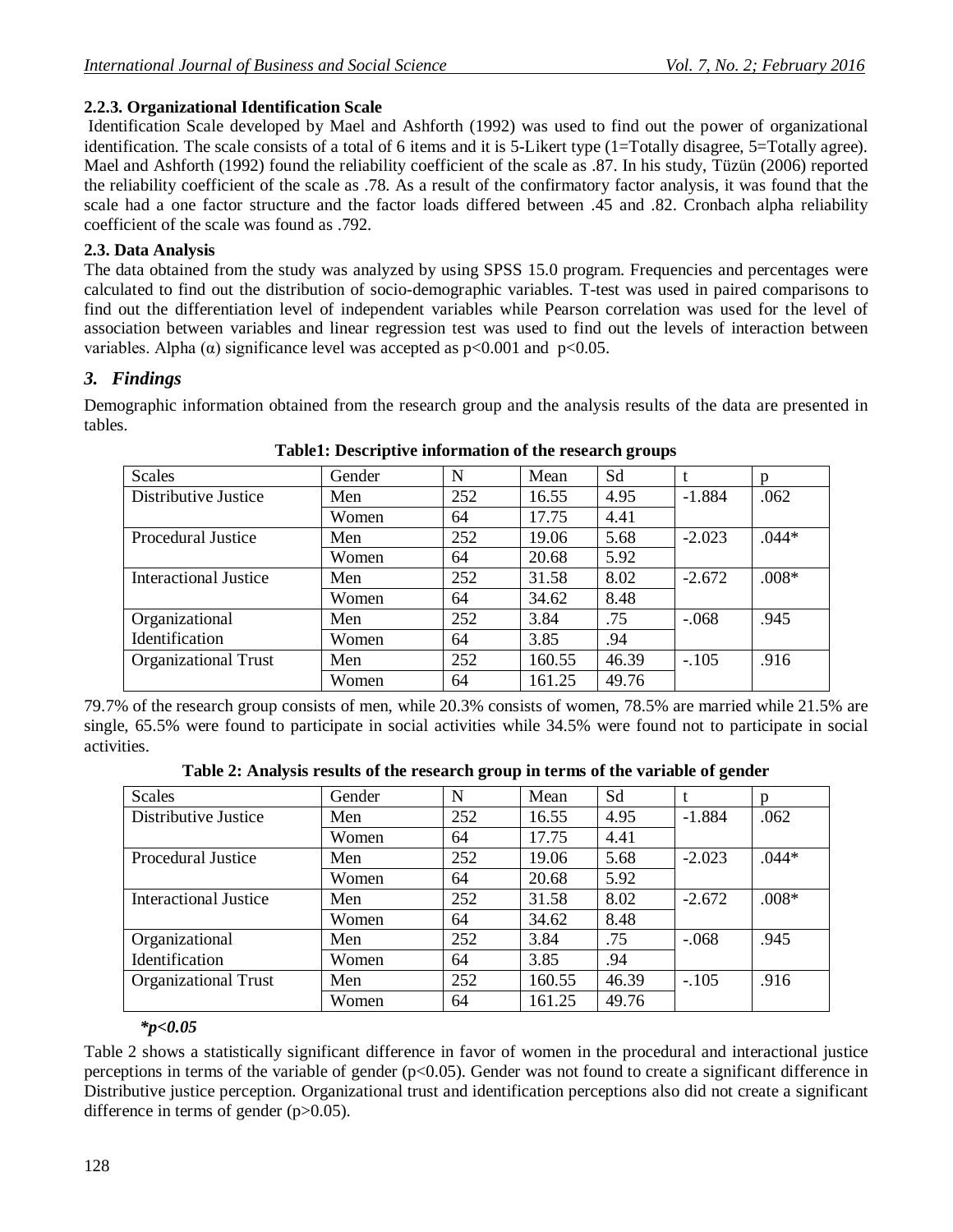#### 2.2.3. Organizational Identification Scale

Identification Scale developed by Mael and Ashforth (1992) was used to find out the power of organizational identification. The scale consists of a total of 6 items and it is 5-Likert type (1=Totally disagree, 5=Totally agree). Mael and Ashforth (1992) found the reliability coefficient of the scale as .87. In his study, Tüzün (2006) reported the reliability coefficient of the scale as .78. As a result of the confirmatory factor analysis, it was found that the scale had a one factor structure and the factor loads differed between .45 and .82. Cronbach alpha reliability coefficient of the scale was found as .792.

### 2.3. Data Analysis

The data obtained from the study was analyzed by using SPSS 15.0 program. Frequencies and percentages were calculated to find out the distribution of socio-demographic variables. T-test was used in paired comparisons to find out the differentiation level of independent variables while Pearson correlation was used for the level of association between variables and linear regression test was used to find out the levels of interaction between variables. Alpha (α) significance level was accepted as $p<0.001$ and $p<0.05$.

## 3. *Findings*

Demographic information obtained from the research group and the analysis results of the data are presented in tables.

**Table1: Descriptive information of the research groups**

| Scales | Gender | N | Mean | Sd | t | p |
|---|---|---|---|---|---|---|
| Distributive Justice | Men | 252 | 16.55 | 4.95 | -1.884 | .062 |
| | Women | 64 | 17.75 | 4.41 | | |
| Procedural Justice | Men | 252 | 19.06 | 5.68 | -2.023 | .044* |
| | Women | 64 | 20.68 | 5.92 | | |
| Interactional Justice | Men | 252 | 31.58 | 8.02 | -2.672 | .008* |
| | Women | 64 | 34.62 | 8.48 | | |
| Organizational Identification | Men | 252 | 3.84 | .75 | -.068 | .945 |
| | Women | 64 | 3.85 | .94 | | |
| Organizational Trust | Men | 252 | 160.55 | 46.39 | -.105 | .916 |
| | Women | 64 | 161.25 | 49.76 | | |

79.7% of the research group consists of men, while 20.3% consists of women, 78.5% are married while 21.5% are single, 65.5% were found to participate in social activities while 34.5% were found not to participate in social activities.

**Table 2: Analysis results of the research group in terms of the variable of gender**

| Scales | Gender | N | Mean | Sd | t | p |
|---|---|---|---|---|---|---|
| Distributive Justice | Men | 252 | 16.55 | 4.95 | -1.884 | .062 |
| | Women | 64 | 17.75 | 4.41 | | |
| Procedural Justice | Men | 252 | 19.06 | 5.68 | -2.023 | .044* |
| | Women | 64 | 20.68 | 5.92 | | |
| Interactional Justice | Men | 252 | 31.58 | 8.02 | -2.672 | .008* |
| | Women | 64 | 34.62 | 8.48 | | |
| Organizational Identification | Men | 252 | 3.84 | .75 | -.068 | .945 |
| | Women | 64 | 3.85 | .94 | | |
| Organizational Trust | Men | 252 | 160.55 | 46.39 | -.105 | .916 |
| | Women | 64 | 161.25 | 49.76 | | |

****p<0.05***

Table 2 shows a statistically significant difference in favor of women in the procedural and interactional justice perceptions in terms of the variable of gender ($p<0.05$). Gender was not found to create a significant difference in Distributive justice perception. Organizational trust and identification perceptions also did not create a significant difference in terms of gender ($p>0.05$).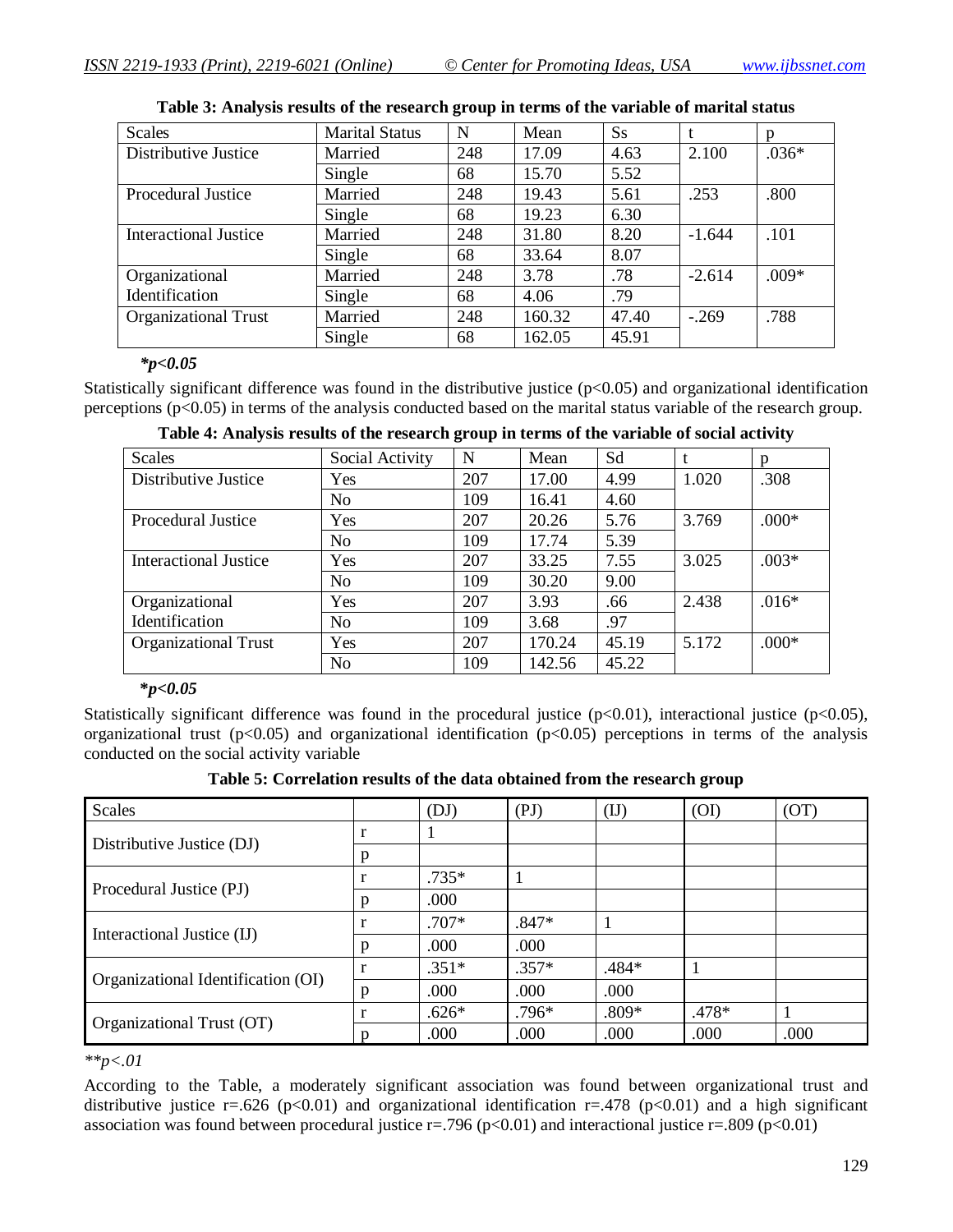**Table 3: Analysis results of the research group in terms of the variable of marital status**

| Scales | Marital Status | N | Mean | Ss | t | p |
|---|---|---|---|---|---|---|
| Distributive Justice | Married | 248 | 17.09 | 4.63 | 2.100 | .036* |
| | Single | 68 | 15.70 | 5.52 | | |
| Procedural Justice | Married | 248 | 19.43 | 5.61 | .253 | .800 |
| | Single | 68 | 19.23 | 6.30 | | |
| Interactional Justice | Married | 248 | 31.80 | 8.20 | -1.644 | .101 |
| | Single | 68 | 33.64 | 8.07 | | |
| Organizational Identification | Married | 248 | 3.78 | .78 | -2.614 | .009* |
| | Single | 68 | 4.06 | .79 | | |
| Organizational Trust | Married | 248 | 160.32 | 47.40 | -.269 | .788 |
| | Single | 68 | 162.05 | 45.91 | | |

***p<0.05***

Statistically significant difference was found in the distributive justice ($p<0.05$) and organizational identification perceptions ($p<0.05$) in terms of the analysis conducted based on the marital status variable of the research group.

**Table 4: Analysis results of the research group in terms of the variable of social activity**

| Scales | Social Activity | N | Mean | Sd | t | p |
|---|---|---|---|---|---|---|
| Distributive Justice | Yes | 207 | 17.00 | 4.99 | 1.020 | .308 |
| | No | 109 | 16.41 | 4.60 | | |
| Procedural Justice | Yes | 207 | 20.26 | 5.76 | 3.769 | .000* |
| | No | 109 | 17.74 | 5.39 | | |
| Interactional Justice | Yes | 207 | 33.25 | 7.55 | 3.025 | .003* |
| | No | 109 | 30.20 | 9.00 | | |
| Organizational Identification | Yes | 207 | 3.93 | .66 | 2.438 | .016* |
| | No | 109 | 3.68 | .97 | | |
| Organizational Trust | Yes | 207 | 170.24 | 45.19 | 5.172 | .000* |
| | No | 109 | 142.56 | 45.22 | | |

***p<0.05***

Statistically significant difference was found in the procedural justice ($p<0.01$), interactional justice ($p<0.05$), organizational trust ($p<0.05$) and organizational identification ($p<0.05$) perceptions in terms of the analysis conducted on the social activity variable

**Table 5: Correlation results of the data obtained from the research group**

| Scales | | (DJ) | (PJ) | (IJ) | (OI) | (OT) |
|---|---|---|---|---|---|---|
| Distributive Justice (DJ) | r | 1 | | | | |
| | p | | | | | |
| Procedural Justice (PJ) | r | .735* | 1 | | | |
| | p | .000 | | | | |
| Interactional Justice (IJ) | r | .707* | .847* | 1 | | |
| | p | .000 | .000 | | | |
| Organizational Identification (OI) | r | .351* | .357* | .484* | 1 | |
| | p | .000 | .000 | .000 | | |
| Organizational Trust (OT) | r | .626* | .796* | .809* | .478* | 1 |
| | p | .000 | .000 | .000 | .000 | .000 |

*\*\*p<.01*

According to the Table, a moderately significant association was found between organizational trust and distributive justice $r=.626$ ($p<0.01$) and organizational identification $r=.478$ ($p<0.01$) and a high significant association was found between procedural justice $r=.796$ ($p<0.01$) and interactional justice $r=.809$ ($p<0.01$)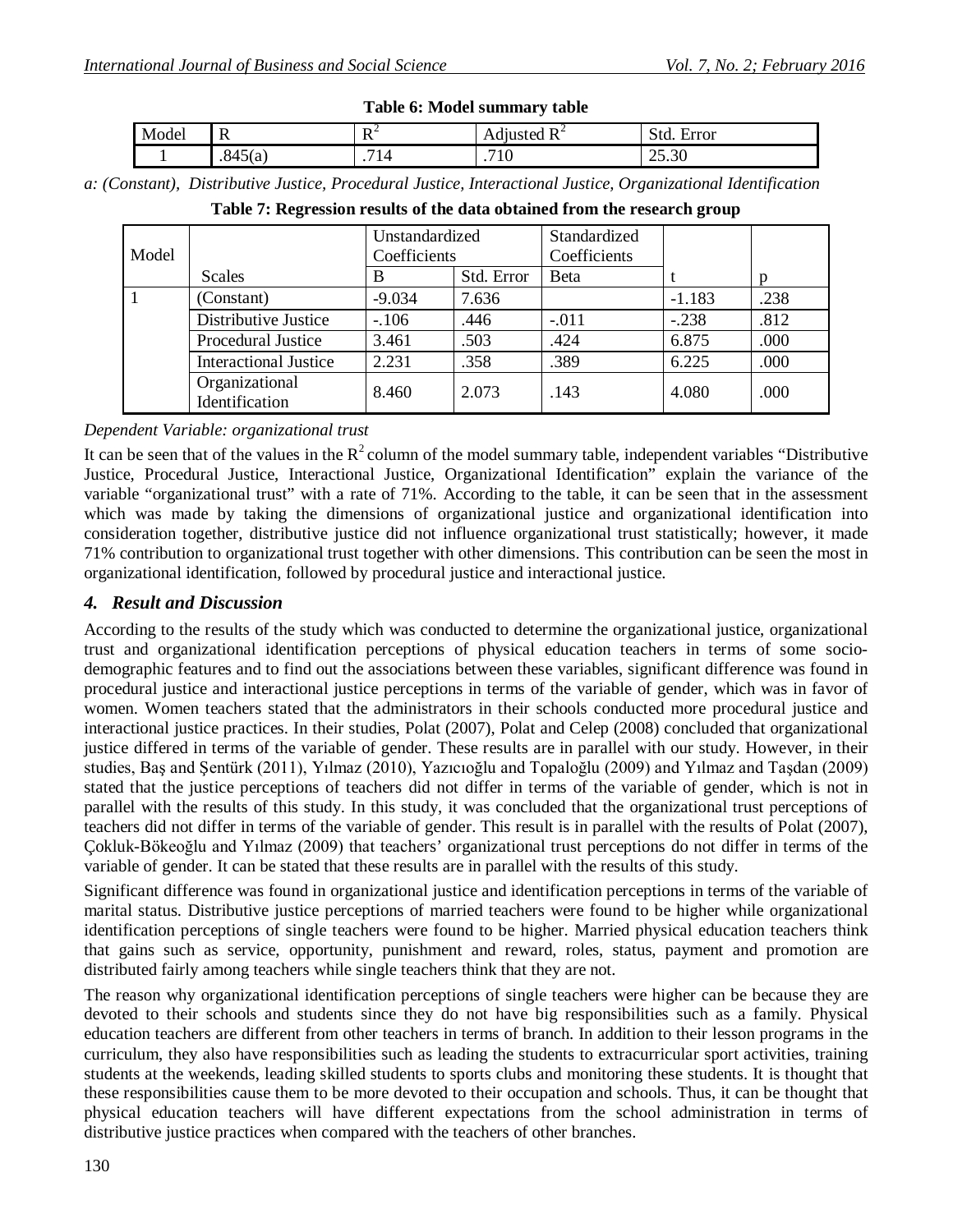**Table 6: Model summary table**

| Model | R | $R^2$ | Adjusted $R^2$ | Std. Error |
|---|---|---|---|---|
| 1 | .845(a) | .714 | .710 | 25.30 |

*a: (Constant), Distributive Justice, Procedural Justice, Interactional Justice, Organizational Identification*

**Table 7: Regression results of the data obtained from the research group**

| Model | Scales | Unstandardized Coefficients | | Standardized Coefficients | t | p |
|---|---|---|---|---|---|---|
| | | B | Std. Error | Beta | | |
| 1 | (Constant) | -9.034 | 7.636 | | -1.183 | .238 |
| | Distributive Justice | -.106 | .446 | -.011 | -.238 | .812 |
| | Procedural Justice | 3.461 | .503 | .424 | 6.875 | .000 |
| | Interactional Justice | 2.231 | .358 | .389 | 6.225 | .000 |
| | Organizational Identification | 8.460 | 2.073 | .143 | 4.080 | .000 |

*Dependent Variable: organizational trust*

It can be seen that of the values in the $R^2$ column of the model summary table, independent variables "Distributive Justice, Procedural Justice, Interactional Justice, Organizational Identification" explain the variance of the variable "organizational trust" with a rate of 71%. According to the table, it can be seen that in the assessment which was made by taking the dimensions of organizational justice and organizational identification into consideration together, distributive justice did not influence organizational trust statistically; however, it made 71% contribution to organizational trust together with other dimensions. This contribution can be seen the most in organizational identification, followed by procedural justice and interactional justice.

## 4. Result and Discussion

According to the results of the study which was conducted to determine the organizational justice, organizational trust and organizational identification perceptions of physical education teachers in terms of some socio-demographic features and to find out the associations between these variables, significant difference was found in procedural justice and interactional justice perceptions in terms of the variable of gender, which was in favor of women. Women teachers stated that the administrators in their schools conducted more procedural justice and interactional justice practices. In their studies, Polat (2007), Polat and Celep (2008) concluded that organizational justice differed in terms of the variable of gender. These results are in parallel with our study. However, in their studies, Baş and Şentürk (2011), Yılmaz (2010), Yazıcıoğlu and Topaloğlu (2009) and Yılmaz and Taşdan (2009) stated that the justice perceptions of teachers did not differ in terms of the variable of gender, which is not in parallel with the results of this study. In this study, it was concluded that the organizational trust perceptions of teachers did not differ in terms of the variable of gender. This result is in parallel with the results of Polat (2007), Çokluk-Bökeoğlu and Yılmaz (2009) that teachers' organizational trust perceptions do not differ in terms of the variable of gender. It can be stated that these results are in parallel with the results of this study.

Significant difference was found in organizational justice and identification perceptions in terms of the variable of marital status. Distributive justice perceptions of married teachers were found to be higher while organizational identification perceptions of single teachers were found to be higher. Married physical education teachers think that gains such as service, opportunity, punishment and reward, roles, status, payment and promotion are distributed fairly among teachers while single teachers think that they are not.

The reason why organizational identification perceptions of single teachers were higher can be because they are devoted to their schools and students since they do not have big responsibilities such as a family. Physical education teachers are different from other teachers in terms of branch. In addition to their lesson programs in the curriculum, they also have responsibilities such as leading the students to extracurricular sport activities, training students at the weekends, leading skilled students to sports clubs and monitoring these students. It is thought that these responsibilities cause them to be more devoted to their occupation and schools. Thus, it can be thought that physical education teachers will have different expectations from the school administration in terms of distributive justice practices when compared with the teachers of other branches.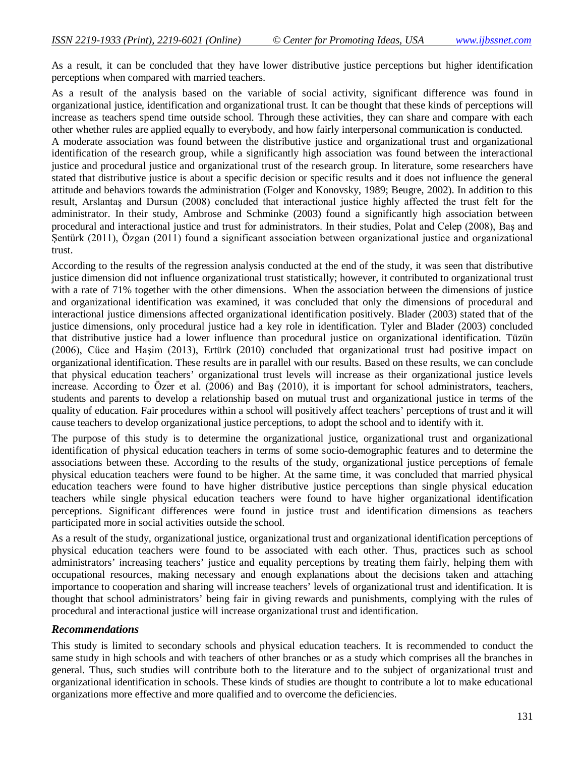As a result, it can be concluded that they have lower distributive justice perceptions but higher identification perceptions when compared with married teachers.

As a result of the analysis based on the variable of social activity, significant difference was found in organizational justice, identification and organizational trust. It can be thought that these kinds of perceptions will increase as teachers spend time outside school. Through these activities, they can share and compare with each other whether rules are applied equally to everybody, and how fairly interpersonal communication is conducted.

A moderate association was found between the distributive justice and organizational trust and organizational identification of the research group, while a significantly high association was found between the interactional justice and procedural justice and organizational trust of the research group. In literature, some researchers have stated that distributive justice is about a specific decision or specific results and it does not influence the general attitude and behaviors towards the administration (Folger and Konovsky, 1989; Beugre, 2002). In addition to this result, Arslantaş and Dursun (2008) concluded that interactional justice highly affected the trust felt for the administrator. In their study, Ambrose and Schminke (2003) found a significantly high association between procedural and interactional justice and trust for administrators. In their studies, Polat and Celep (2008), Baş and Şentürk (2011), Özgan (2011) found a significant association between organizational justice and organizational trust.

According to the results of the regression analysis conducted at the end of the study, it was seen that distributive justice dimension did not influence organizational trust statistically; however, it contributed to organizational trust with a rate of 71% together with the other dimensions. When the association between the dimensions of justice and organizational identification was examined, it was concluded that only the dimensions of procedural and interactional justice dimensions affected organizational identification positively. Blader (2003) stated that of the justice dimensions, only procedural justice had a key role in identification. Tyler and Blader (2003) concluded that distributive justice had a lower influence than procedural justice on organizational identification. Tüzün (2006), Cüce and Haşim (2013), Ertürk (2010) concluded that organizational trust had positive impact on organizational identification. These results are in parallel with our results. Based on these results, we can conclude that physical education teachers' organizational trust levels will increase as their organizational justice levels increase. According to Özer et al. (2006) and Baş (2010), it is important for school administrators, teachers, students and parents to develop a relationship based on mutual trust and organizational justice in terms of the quality of education. Fair procedures within a school will positively affect teachers' perceptions of trust and it will cause teachers to develop organizational justice perceptions, to adopt the school and to identify with it.

The purpose of this study is to determine the organizational justice, organizational trust and organizational identification of physical education teachers in terms of some socio-demographic features and to determine the associations between these. According to the results of the study, organizational justice perceptions of female physical education teachers were found to be higher. At the same time, it was concluded that married physical education teachers were found to have higher distributive justice perceptions than single physical education teachers while single physical education teachers were found to have higher organizational identification perceptions. Significant differences were found in justice trust and identification dimensions as teachers participated more in social activities outside the school.

As a result of the study, organizational justice, organizational trust and organizational identification perceptions of physical education teachers were found to be associated with each other. Thus, practices such as school administrators' increasing teachers' justice and equality perceptions by treating them fairly, helping them with occupational resources, making necessary and enough explanations about the decisions taken and attaching importance to cooperation and sharing will increase teachers' levels of organizational trust and identification. It is thought that school administrators' being fair in giving rewards and punishments, complying with the rules of procedural and interactional justice will increase organizational trust and identification.

### *Recommendations*

This study is limited to secondary schools and physical education teachers. It is recommended to conduct the same study in high schools and with teachers of other branches or as a study which comprises all the branches in general. Thus, such studies will contribute both to the literature and to the subject of organizational trust and organizational identification in schools. These kinds of studies are thought to contribute a lot to make educational organizations more effective and more qualified and to overcome the deficiencies.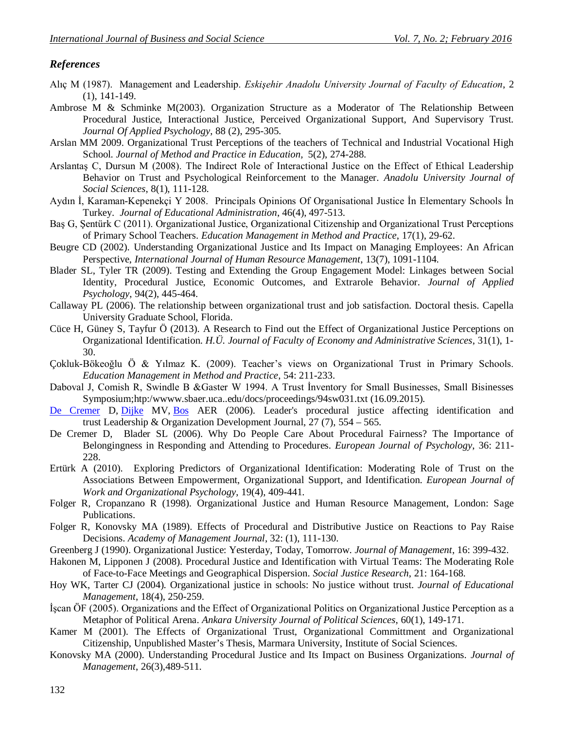## *References*

Alıç M (1987). Management and Leadership. *Eskişehir Anadolu University Journal of Faculty of Education*, 2 (1), 141-149.

Ambrose M & Schminke M(2003). Organization Structure as a Moderator of The Relationship Between Procedural Justice, Interactional Justice, Perceived Organizational Support, And Supervisory Trust. *Journal Of Applied Psychology*, 88 (2), 295-305.

Arslan MM 2009. Organizational Trust Perceptions of the teachers of Technical and Industrial Vocational High School. *Journal of Method and Practice in Education,* 5(2), 274-288.

Arslantaş C, Dursun M (2008). The Indirect Role of Interactional Justice on the Effect of Ethical Leadership Behavior on Trust and Psychological Reinforcement to the Manager. *Anadolu University Journal of Social Sciences*, 8(1), 111-128.

Aydın İ, Karaman-Kepenekçi Y 2008. Principals Opinions Of Organisational Justice İn Elementary Schools İn Turkey. *Journal of Educational Administration*, 46(4), 497-513.

Baş G, Şentürk C (2011). Organizational Justice, Organizational Citizenship and Organizational Trust Perceptions of Primary School Teachers. *Education Management in Method and Practice*, 17(1), 29-62.

Beugre CD (2002). Understanding Organizational Justice and Its Impact on Managing Employees: An African Perspective, *International Journal of Human Resource Management*, 13(7), 1091-1104.

Blader SL, Tyler TR (2009). Testing and Extending the Group Engagement Model: Linkages between Social Identity, Procedural Justice, Economic Outcomes, and Extrarole Behavior. *Journal of Applied Psychology*, 94(2), 445-464.

Callaway PL (2006). The relationship between organizational trust and job satisfaction. Doctoral thesis. Capella University Graduate School, Florida.

Cüce H, Güney S, Tayfur Ö (2013). A Research to Find out the Effect of Organizational Justice Perceptions on Organizational Identification. *H.Ü. Journal of Faculty of Economy and Administrative Sciences*, 31(1), 1-30.

Çokluk-Bökeoğlu Ö & Yılmaz K. (2009). Teacher's views on Organizational Trust in Primary Schools. *Education Management in Method and Practice*, 54: 211-233.

Daboval J, Comish R, Swindle B &Gaster W 1994. A Trust İnventory for Small Businesses, Small Bisinesses Symposium;htp:/wwww.sbaer.uca..edu/docs/proceedings/94sw031.txt (16.09.2015).

De Cremer D, Dijke MV, Bos AER (2006). Leader's procedural justice affecting identification and trust Leadership & Organization Development Journal, 27 (7), 554 – 565.

De Cremer D, Blader SL (2006). Why Do People Care About Procedural Fairness? The Importance of Belongingness in Responding and Attending to Procedures. *European Journal of Psychology*, 36: 211-228.

Ertürk A (2010). Exploring Predictors of Organizational Identification: Moderating Role of Trust on the Associations Between Empowerment, Organizational Support, and Identification. *European Journal of Work and Organizational Psychology*, 19(4), 409-441.

Folger R, Cropanzano R (1998). Organizational Justice and Human Resource Management, London: Sage Publications.

Folger R, Konovsky MA (1989). Effects of Procedural and Distributive Justice on Reactions to Pay Raise Decisions. *Academy of Management Journal*, 32: (1), 111-130.

Greenberg J (1990). Organizational Justice: Yesterday, Today, Tomorrow. *Journal of Management*, 16: 399-432.

Hakonen M, Lipponen J (2008). Procedural Justice and Identification with Virtual Teams: The Moderating Role of Face-to-Face Meetings and Geographical Dispersion. *Social Justice Research*, 21: 164-168.

Hoy WK, Tarter CJ (2004). Organizational justice in schools: No justice without trust. *Journal of Educational Management*, 18(4), 250-259.

İşcan ÖF (2005). Organizations and the Effect of Organizational Politics on Organizational Justice Perception as a Metaphor of Political Arena. *Ankara University Journal of Political Sciences*, 60(1), 149-171.

Kamer M (2001). The Effects of Organizational Trust, Organizational Committment and Organizational Citizenship, Unpublished Master's Thesis, Marmara University, Institute of Social Sciences.

Konovsky MA (2000). Understanding Procedural Justice and Its Impact on Business Organizations. *Journal of Management*, 26(3),489-511.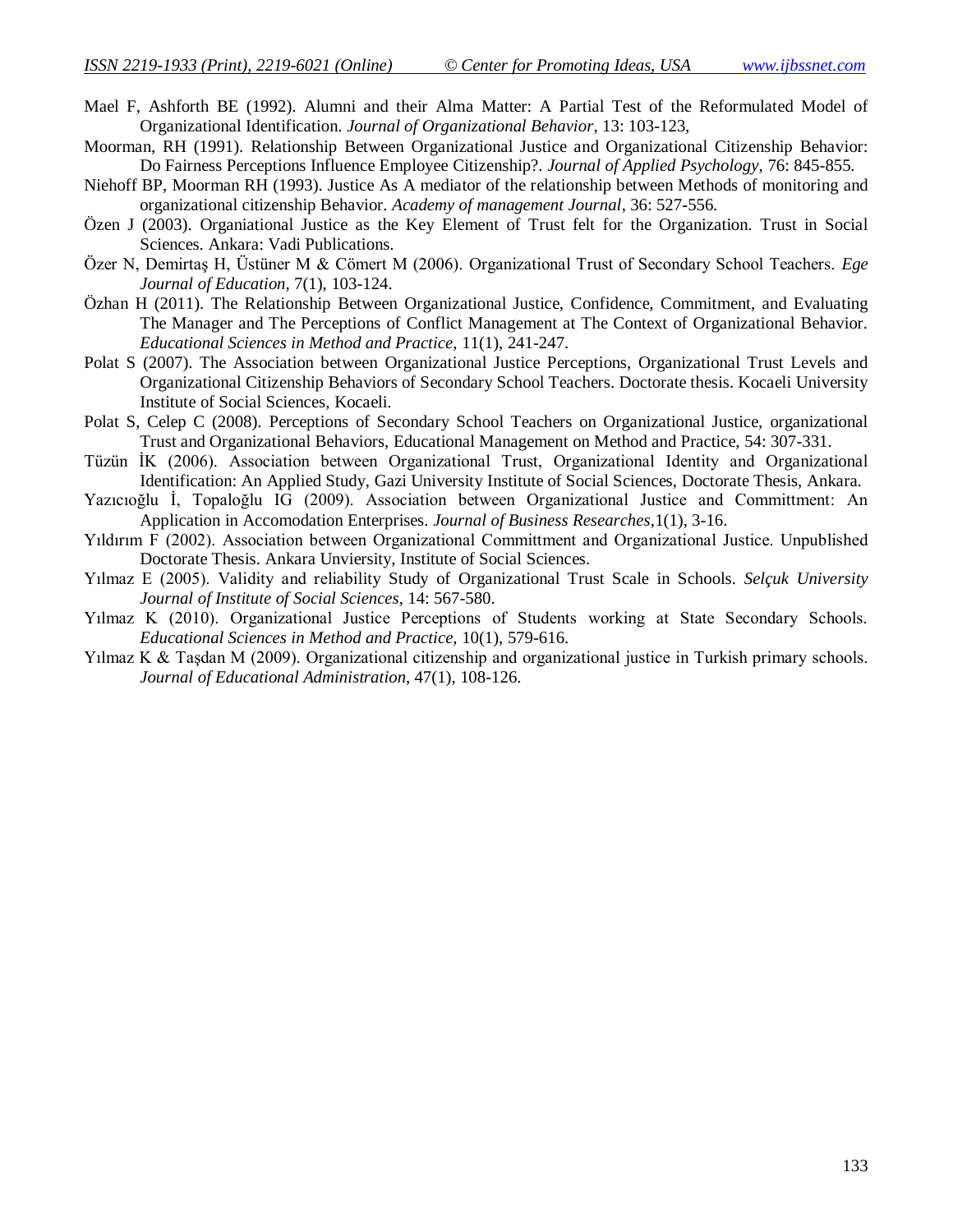Mael F, Ashforth BE (1992). Alumni and their Alma Matter: A Partial Test of the Reformulated Model of Organizational Identification. *Journal of Organizational Behavior*, 13: 103-123,

Moorman, RH (1991). Relationship Between Organizational Justice and Organizational Citizenship Behavior: Do Fairness Perceptions Influence Employee Citizenship?. *Journal of Applied Psychology*, 76: 845-855.

Niehoff BP, Moorman RH (1993). Justice As A mediator of the relationship between Methods of monitoring and organizational citizenship Behavior. *Academy of management Journal*, 36: 527-556.

Özen J (2003). Organiational Justice as the Key Element of Trust felt for the Organization. Trust in Social Sciences. Ankara: Vadi Publications.

Özer N, Demirtaş H, Üstüner M & Cömert M (2006). Organizational Trust of Secondary School Teachers. *Ege Journal of Education*, 7(1), 103-124.

Özhan H (2011). The Relationship Between Organizational Justice, Confidence, Commitment, and Evaluating The Manager and The Perceptions of Conflict Management at The Context of Organizational Behavior. *Educational Sciences in Method and Practice*, 11(1), 241-247.

Polat S (2007). The Association between Organizational Justice Perceptions, Organizational Trust Levels and Organizational Citizenship Behaviors of Secondary School Teachers. Doctorate thesis. Kocaeli University Institute of Social Sciences, Kocaeli.

Polat S, Celep C (2008). Perceptions of Secondary School Teachers on Organizational Justice, organizational Trust and Organizational Behaviors, Educational Management on Method and Practice, 54: 307-331.

Tüzün İK (2006). Association between Organizational Trust, Organizational Identity and Organizational Identification: An Applied Study, Gazi University Institute of Social Sciences, Doctorate Thesis, Ankara.

Yazıcıoğlu İ, Topaloğlu IG (2009). Association between Organizational Justice and Committment: An Application in Accomodation Enterprises. *Journal of Business Researches*,1(1), 3-16.

Yıldırım F (2002). Association between Organizational Committment and Organizational Justice. Unpublished Doctorate Thesis. Ankara Unviersity, Institute of Social Sciences.

Yılmaz E (2005). Validity and reliability Study of Organizational Trust Scale in Schools. *Selçuk University Journal of Institute of Social Sciences*, 14: 567-580.

Yılmaz K (2010). Organizational Justice Perceptions of Students working at State Secondary Schools. *Educational Sciences in Method and Practice*, 10(1), 579-616.

Yılmaz K & Taşdan M (2009). Organizational citizenship and organizational justice in Turkish primary schools. *Journal of Educational Administration*, 47(1), 108-126.